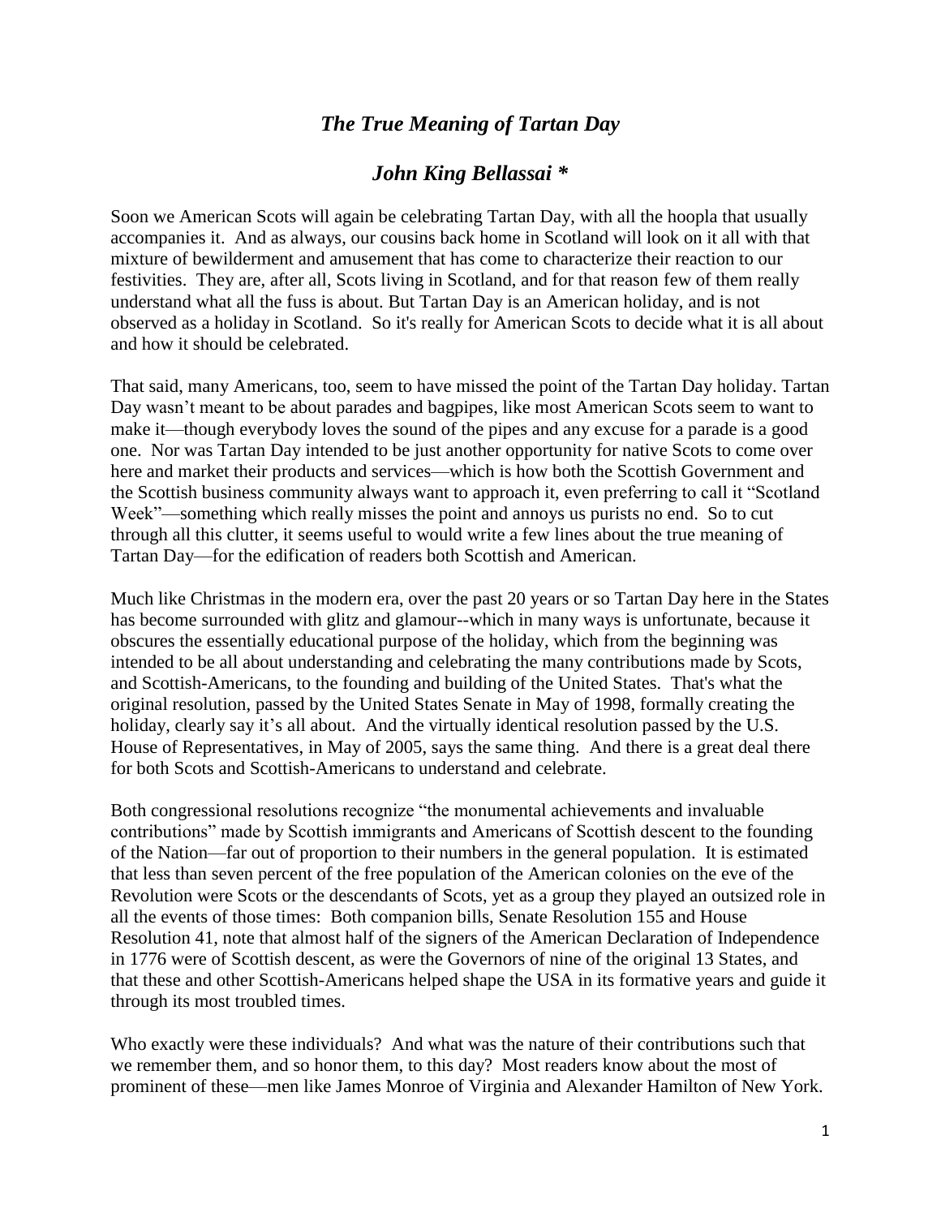# *The True Meaning of Tartan Day*

## *John King Bellassai **

Soon we American Scots will again be celebrating Tartan Day, with all the hoopla that usually accompanies it. And as always, our cousins back home in Scotland will look on it all with that mixture of bewilderment and amusement that has come to characterize their reaction to our festivities. They are, after all, Scots living in Scotland, and for that reason few of them really understand what all the fuss is about. But Tartan Day is an American holiday, and is not observed as a holiday in Scotland. So it's really for American Scots to decide what it is all about and how it should be celebrated.

That said, many Americans, too, seem to have missed the point of the Tartan Day holiday. Tartan Day wasn't meant to be about parades and bagpipes, like most American Scots seem to want to make it—though everybody loves the sound of the pipes and any excuse for a parade is a good one. Nor was Tartan Day intended to be just another opportunity for native Scots to come over here and market their products and services—which is how both the Scottish Government and the Scottish business community always want to approach it, even preferring to call it "Scotland Week"—something which really misses the point and annoys us purists no end. So to cut through all this clutter, it seems useful to would write a few lines about the true meaning of Tartan Day—for the edification of readers both Scottish and American.

Much like Christmas in the modern era, over the past 20 years or so Tartan Day here in the States has become surrounded with glitz and glamour--which in many ways is unfortunate, because it obscures the essentially educational purpose of the holiday, which from the beginning was intended to be all about understanding and celebrating the many contributions made by Scots, and Scottish-Americans, to the founding and building of the United States. That's what the original resolution, passed by the United States Senate in May of 1998, formally creating the holiday, clearly say it's all about. And the virtually identical resolution passed by the U.S. House of Representatives, in May of 2005, says the same thing. And there is a great deal there for both Scots and Scottish-Americans to understand and celebrate.

Both congressional resolutions recognize "the monumental achievements and invaluable contributions" made by Scottish immigrants and Americans of Scottish descent to the founding of the Nation—far out of proportion to their numbers in the general population. It is estimated that less than seven percent of the free population of the American colonies on the eve of the Revolution were Scots or the descendants of Scots, yet as a group they played an outsized role in all the events of those times: Both companion bills, Senate Resolution 155 and House Resolution 41, note that almost half of the signers of the American Declaration of Independence in 1776 were of Scottish descent, as were the Governors of nine of the original 13 States, and that these and other Scottish-Americans helped shape the USA in its formative years and guide it through its most troubled times.

Who exactly were these individuals? And what was the nature of their contributions such that we remember them, and so honor them, to this day? Most readers know about the most of prominent of these—men like James Monroe of Virginia and Alexander Hamilton of New York.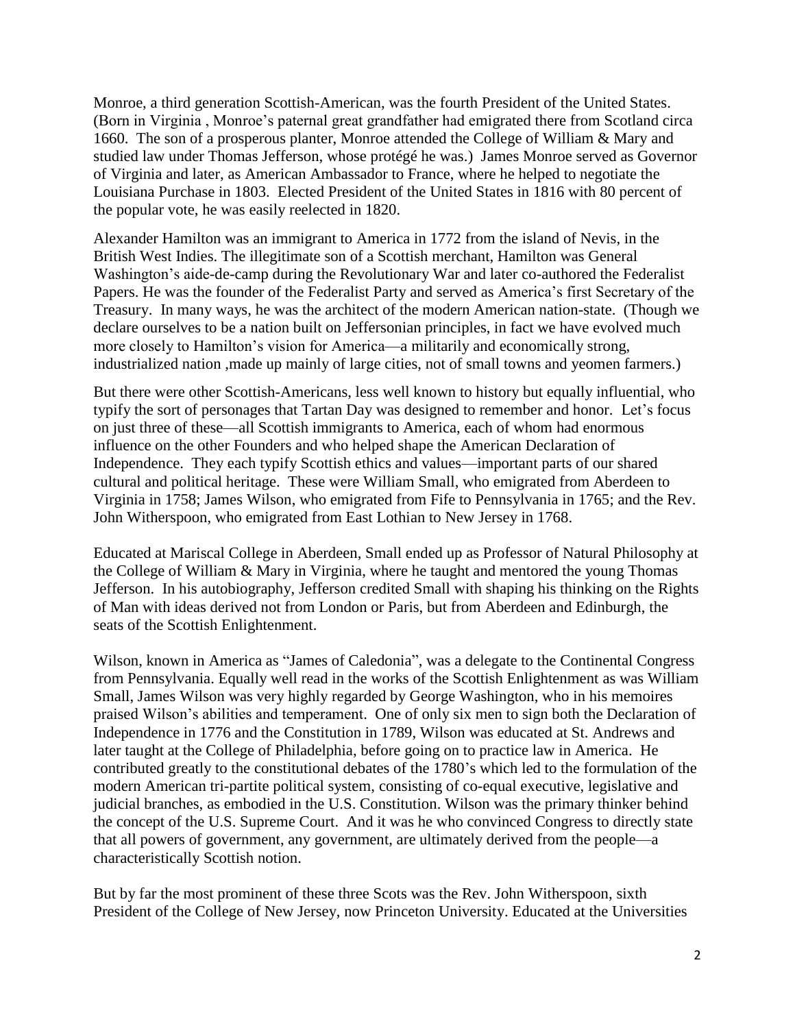Monroe, a third generation Scottish-American, was the fourth President of the United States. (Born in Virginia , Monroe's paternal great grandfather had emigrated there from Scotland circa 1660. The son of a prosperous planter, Monroe attended the College of William & Mary and studied law under Thomas Jefferson, whose protégé he was.) James Monroe served as Governor of Virginia and later, as American Ambassador to France, where he helped to negotiate the Louisiana Purchase in 1803. Elected President of the United States in 1816 with 80 percent of the popular vote, he was easily reelected in 1820.

Alexander Hamilton was an immigrant to America in 1772 from the island of Nevis, in the British West Indies. The illegitimate son of a Scottish merchant, Hamilton was General Washington's aide-de-camp during the Revolutionary War and later co-authored the Federalist Papers. He was the founder of the Federalist Party and served as America's first Secretary of the Treasury. In many ways, he was the architect of the modern American nation-state. (Though we declare ourselves to be a nation built on Jeffersonian principles, in fact we have evolved much more closely to Hamilton's vision for America—a militarily and economically strong, industrialized nation ,made up mainly of large cities, not of small towns and yeomen farmers.)

But there were other Scottish-Americans, less well known to history but equally influential, who typify the sort of personages that Tartan Day was designed to remember and honor. Let's focus on just three of these—all Scottish immigrants to America, each of whom had enormous influence on the other Founders and who helped shape the American Declaration of Independence. They each typify Scottish ethics and values—important parts of our shared cultural and political heritage. These were William Small, who emigrated from Aberdeen to Virginia in 1758; James Wilson, who emigrated from Fife to Pennsylvania in 1765; and the Rev. John Witherspoon, who emigrated from East Lothian to New Jersey in 1768.

Educated at Mariscal College in Aberdeen, Small ended up as Professor of Natural Philosophy at the College of William & Mary in Virginia, where he taught and mentored the young Thomas Jefferson. In his autobiography, Jefferson credited Small with shaping his thinking on the Rights of Man with ideas derived not from London or Paris, but from Aberdeen and Edinburgh, the seats of the Scottish Enlightenment.

Wilson, known in America as "James of Caledonia", was a delegate to the Continental Congress from Pennsylvania. Equally well read in the works of the Scottish Enlightenment as was William Small, James Wilson was very highly regarded by George Washington, who in his memoires praised Wilson's abilities and temperament. One of only six men to sign both the Declaration of Independence in 1776 and the Constitution in 1789, Wilson was educated at St. Andrews and later taught at the College of Philadelphia, before going on to practice law in America. He contributed greatly to the constitutional debates of the 1780's which led to the formulation of the modern American tri-partite political system, consisting of co-equal executive, legislative and judicial branches, as embodied in the U.S. Constitution. Wilson was the primary thinker behind the concept of the U.S. Supreme Court. And it was he who convinced Congress to directly state that all powers of government, any government, are ultimately derived from the people—a characteristically Scottish notion.

But by far the most prominent of these three Scots was the Rev. John Witherspoon, sixth President of the College of New Jersey, now Princeton University. Educated at the Universities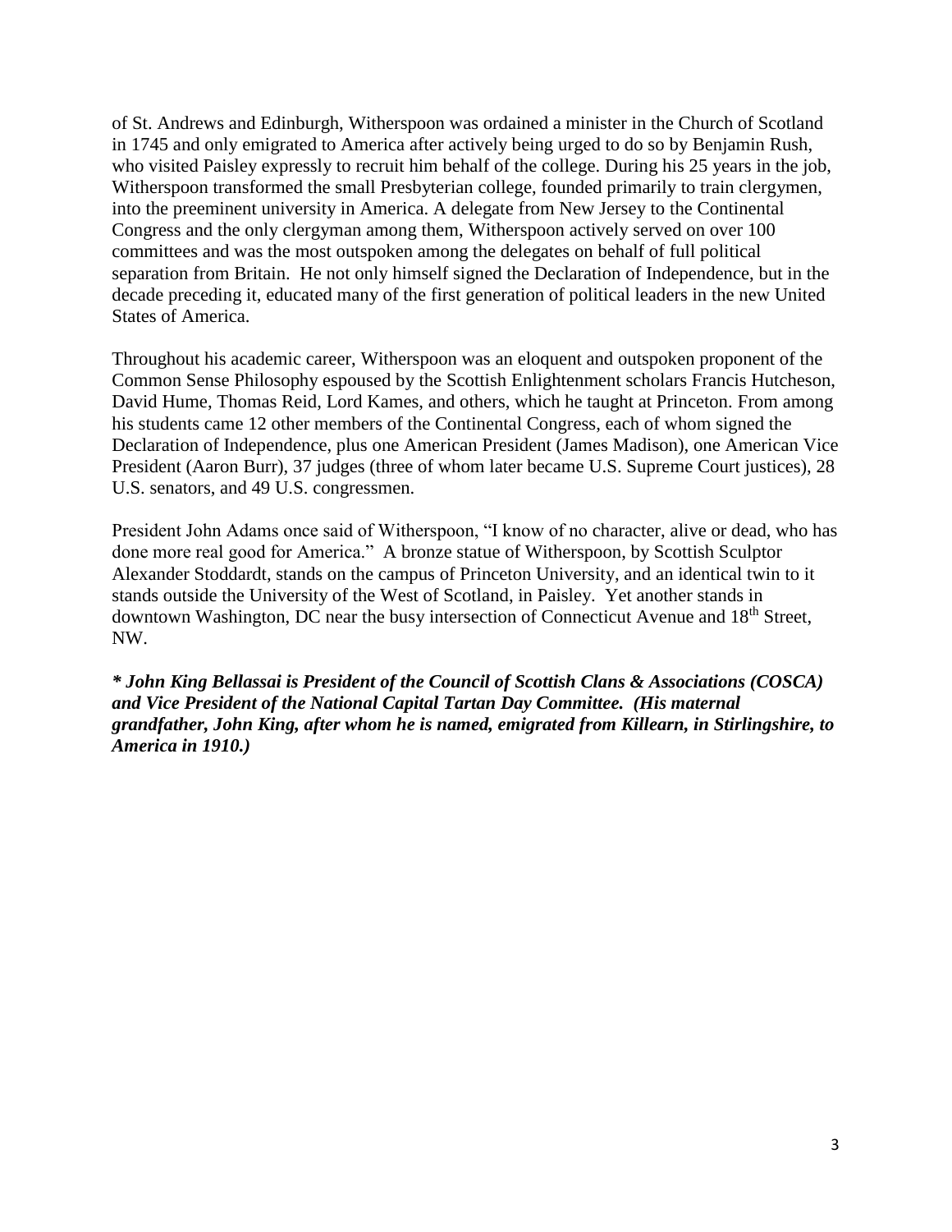of St. Andrews and Edinburgh, Witherspoon was ordained a minister in the Church of Scotland in 1745 and only emigrated to America after actively being urged to do so by Benjamin Rush, who visited Paisley expressly to recruit him behalf of the college. During his 25 years in the job, Witherspoon transformed the small Presbyterian college, founded primarily to train clergymen, into the preeminent university in America. A delegate from New Jersey to the Continental Congress and the only clergyman among them, Witherspoon actively served on over 100 committees and was the most outspoken among the delegates on behalf of full political separation from Britain. He not only himself signed the Declaration of Independence, but in the decade preceding it, educated many of the first generation of political leaders in the new United States of America.

Throughout his academic career, Witherspoon was an eloquent and outspoken proponent of the Common Sense Philosophy espoused by the Scottish Enlightenment scholars Francis Hutcheson, David Hume, Thomas Reid, Lord Kames, and others, which he taught at Princeton. From among his students came 12 other members of the Continental Congress, each of whom signed the Declaration of Independence, plus one American President (James Madison), one American Vice President (Aaron Burr), 37 judges (three of whom later became U.S. Supreme Court justices), 28 U.S. senators, and 49 U.S. congressmen.

President John Adams once said of Witherspoon, “I know of no character, alive or dead, who has done more real good for America.” A bronze statue of Witherspoon, by Scottish Sculptor Alexander Stoddardt, stands on the campus of Princeton University, and an identical twin to it stands outside the University of the West of Scotland, in Paisley. Yet another stands in downtown Washington, DC near the busy intersection of Connecticut Avenue and 18th Street, NW.

***\* John King Bellassai is President of the Council of Scottish Clans & Associations (COSCA) and Vice President of the National Capital Tartan Day Committee. (His maternal grandfather, John King, after whom he is named, emigrated from Killearn, in Stirlingshire, to America in 1910.)***